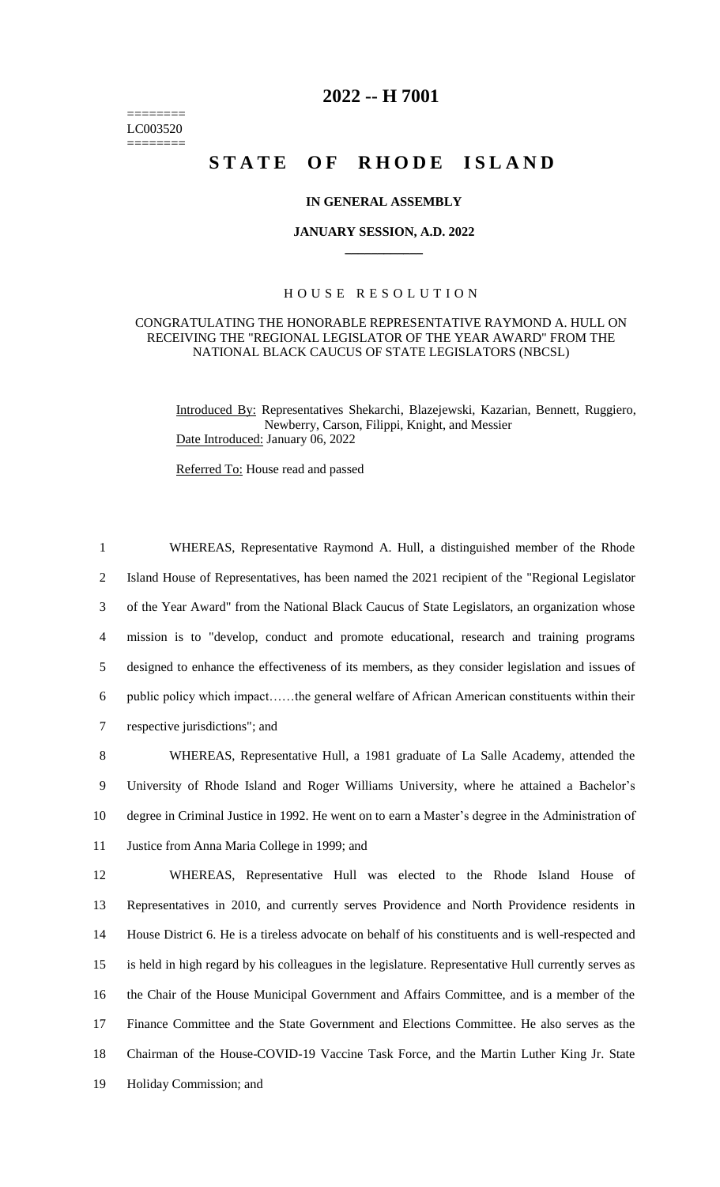========
LC003520
========

# 2022 -- H 7001

# STATE OF RHODE ISLAND

**IN GENERAL ASSEMBLY**

**JANUARY SESSION, A.D. 2022**

---

HOUSE RESOLUTION

CONGRATULATING THE HONORABLE REPRESENTATIVE RAYMOND A. HULL ON RECEIVING THE "REGIONAL LEGISLATOR OF THE YEAR AWARD" FROM THE NATIONAL BLACK CAUCUS OF STATE LEGISLATORS (NBCSL)

Introduced By: Representatives Shekarchi, Blazejewski, Kazarian, Bennett, Ruggiero, Newberry, Carson, Filippi, Knight, and Messier

Date Introduced: January 06, 2022

Referred To: House read and passed

1 WHEREAS, Representative Raymond A. Hull, a distinguished member of the Rhode
2 Island House of Representatives, has been named the 2021 recipient of the "Regional Legislator
3 of the Year Award" from the National Black Caucus of State Legislators, an organization whose
4 mission is to "develop, conduct and promote educational, research and training programs
5 designed to enhance the effectiveness of its members, as they consider legislation and issues of
6 public policy which impact……the general welfare of African American constituents within their
7 respective jurisdictions"; and

8 WHEREAS, Representative Hull, a 1981 graduate of La Salle Academy, attended the
9 University of Rhode Island and Roger Williams University, where he attained a Bachelor's
10 degree in Criminal Justice in 1992. He went on to earn a Master's degree in the Administration of
11 Justice from Anna Maria College in 1999; and

12 WHEREAS, Representative Hull was elected to the Rhode Island House of
13 Representatives in 2010, and currently serves Providence and North Providence residents in
14 House District 6. He is a tireless advocate on behalf of his constituents and is well-respected and
15 is held in high regard by his colleagues in the legislature. Representative Hull currently serves as
16 the Chair of the House Municipal Government and Affairs Committee, and is a member of the
17 Finance Committee and the State Government and Elections Committee. He also serves as the
18 Chairman of the House-COVID-19 Vaccine Task Force, and the Martin Luther King Jr. State
19 Holiday Commission; and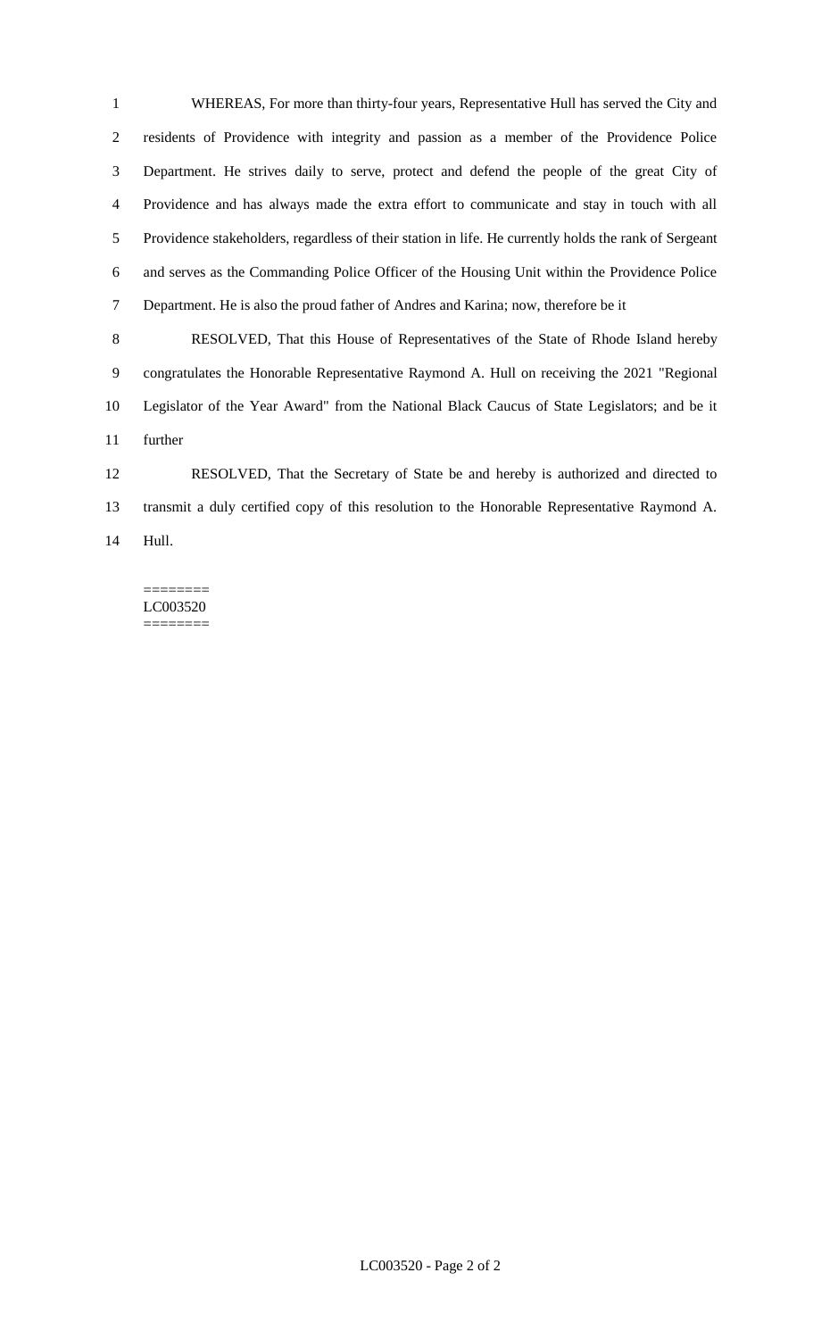WHEREAS, For more than thirty-four years, Representative Hull has served the City and residents of Providence with integrity and passion as a member of the Providence Police Department. He strives daily to serve, protect and defend the people of the great City of Providence and has always made the extra effort to communicate and stay in touch with all Providence stakeholders, regardless of their station in life. He currently holds the rank of Sergeant and serves as the Commanding Police Officer of the Housing Unit within the Providence Police Department. He is also the proud father of Andres and Karina; now, therefore be it

RESOLVED, That this House of Representatives of the State of Rhode Island hereby congratulates the Honorable Representative Raymond A. Hull on receiving the 2021 "Regional Legislator of the Year Award" from the National Black Caucus of State Legislators; and be it further

RESOLVED, That the Secretary of State be and hereby is authorized and directed to transmit a duly certified copy of this resolution to the Honorable Representative Raymond A. Hull.

========
LC003520
========